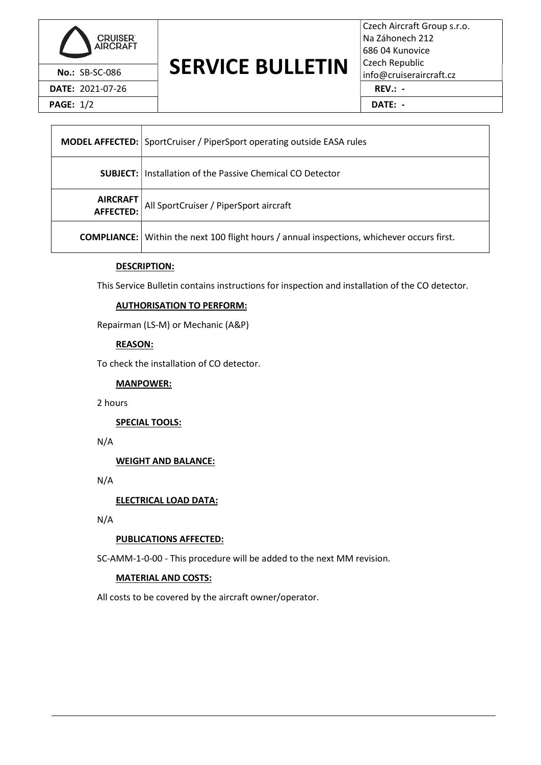| | | |
|---|---|---|
| CRUISER AIRCRAFT | # SERVICE BULLETIN | Czech Aircraft Group s.r.o.<br>Na Záhonech 212<br>686 04 Kunovice<br>Czech Republic<br>info@cruiseraircraft.cz |
| **No.:** SB-SC-086 | | |
| **DATE:** 2021-07-26 | | **REV.:** - |
| | | **DATE:** - |

| | |
|---|---|
| **MODEL AFFECTED:** | SportCruiser / PiperSport operating outside EASA rules |
| **SUBJECT:** | Installation of the Passive Chemical CO Detector |
| **AIRCRAFT AFFECTED:** | All SportCruiser / PiperSport aircraft |
| **COMPLIANCE:** | Within the next 100 flight hours / annual inspections, whichever occurs first. |

**DESCRIPTION:**

This Service Bulletin contains instructions for inspection and installation of the CO detector.

**AUTHORISATION TO PERFORM:**

Repairman (LS-M) or Mechanic (A&P)

**REASON:**

To check the installation of CO detector.

**MANPOWER:**

2 hours

**SPECIAL TOOLS:**

N/A

**WEIGHT AND BALANCE:**

N/A

**ELECTRICAL LOAD DATA:**

N/A

**PUBLICATIONS AFFECTED:**

SC-AMM-1-0-00 - This procedure will be added to the next MM revision.

**MATERIAL AND COSTS:**

All costs to be covered by the aircraft owner/operator.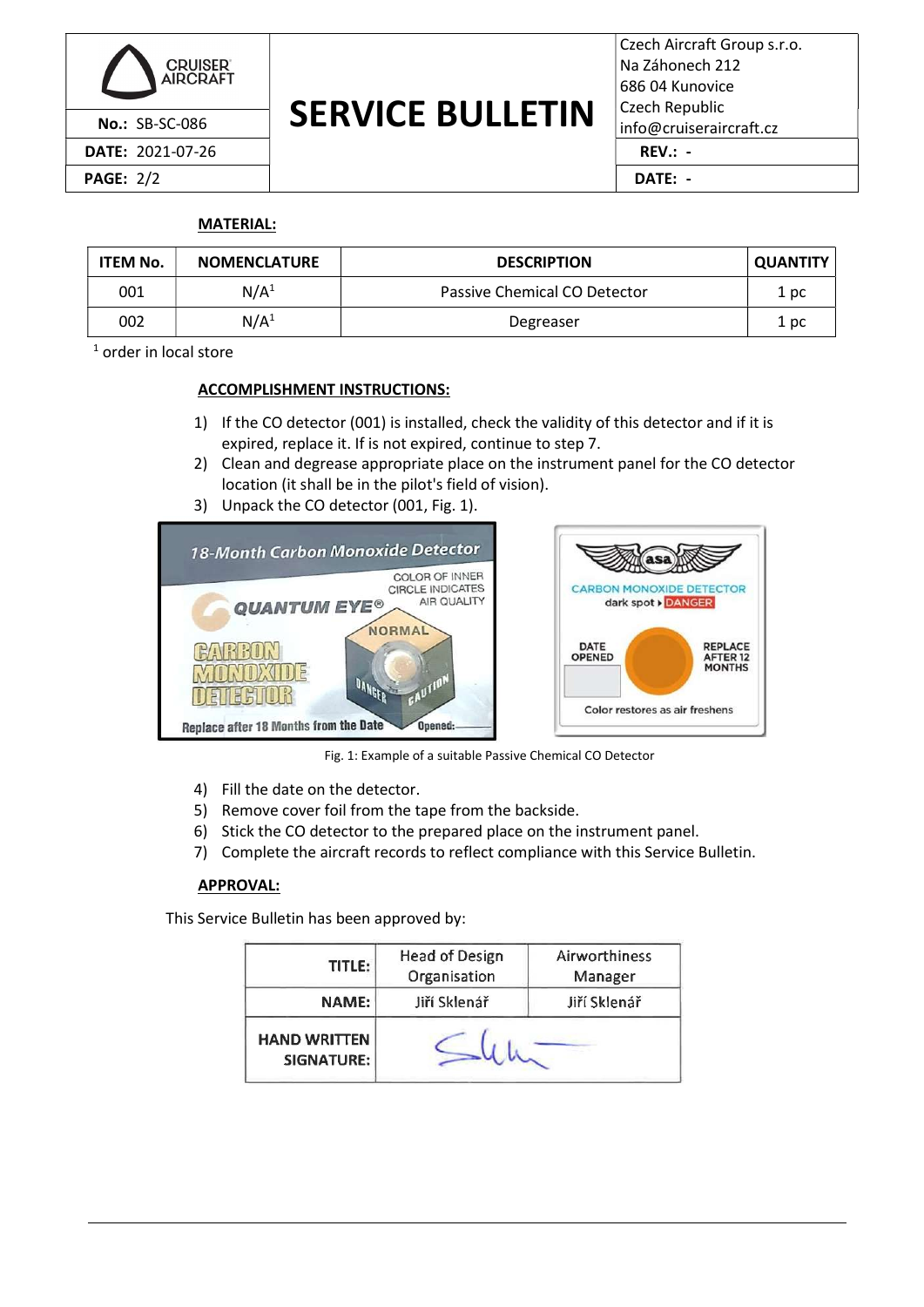MATERIAL:

| ITEM No. | NOMENCLATURE | DESCRIPTION | QUANTITY |
|---|---|---|---|
| 001 | N/A[1] | Passive Chemical CO Detector | 1 pc |
| 002 | N/A[1] | Degreaser | 1 pc |

[1] order in local store

ACCOMPLISHMENT INSTRUCTIONS:

1) If the CO detector (001) is installed, check the validity of this detector and if it is expired, replace it. If is not expired, continue to step 7.
2) Clean and degrease appropriate place on the instrument panel for the CO detector location (it shall be in the pilot's field of vision).
3) Unpack the CO detector (001, Fig. 1).

Fig. 1: Example of a suitable Passive Chemical CO Detector

4) Fill the date on the detector.
5) Remove cover foil from the tape from the backside.
6) Stick the CO detector to the prepared place on the instrument panel.
7) Complete the aircraft records to reflect compliance with this Service Bulletin.

APPROVAL:

This Service Bulletin has been approved by:

| | | |
|---|---|---|
| TITLE: | Head of Design Organisation | Airworthiness Manager |
| NAME: | Jiří Sklenář | Jiří Sklenář |
| HAND WRITTEN SIGNATURE: | | |